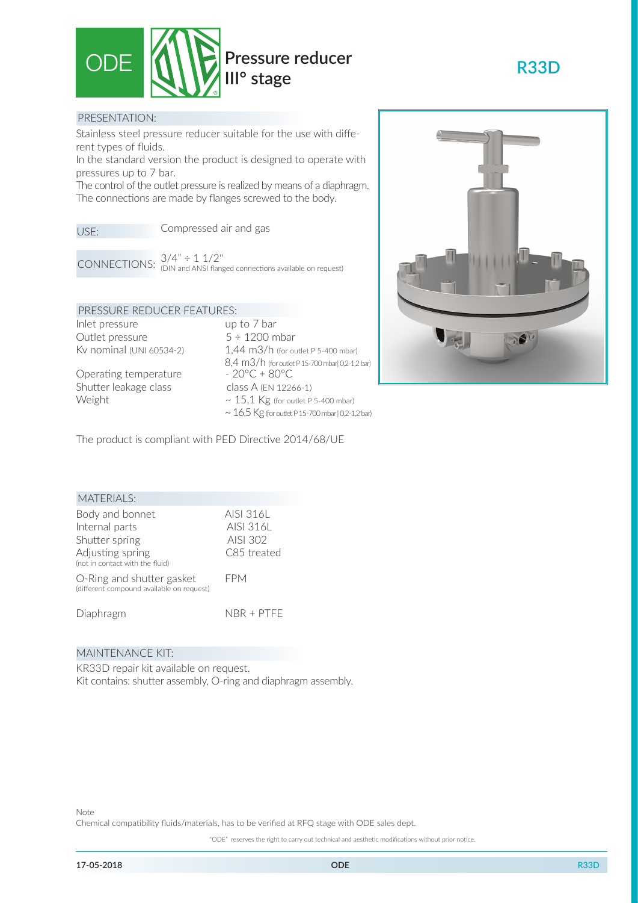# ODE Pressure reducer III° stage

## R33D

### PRESENTATION:

Stainless steel pressure reducer suitable for the use with different types of fluids.

In the standard version the product is designed to operate with pressures up to 7 bar.

The control of the outlet pressure is realized by means of a diaphragm.

The connections are made by flanges screwed to the body.

**USE:** Compressed air and gas

**CONNECTIONS:** 3/4" ÷ 1 1/2" (DIN and ANSI flanged connections available on request)

### PRESSURE REDUCER FEATURES:

| | |
|---|---|
| Inlet pressure | up to 7 bar |
| Outlet pressure | 5 ÷ 1200 mbar |
| Kv nominal (UNI 60534-2) | 1,44 m3/h (for outlet P 5-400 mbar)<br>8,4 m3/h (for outlet P 15-700 mbar\| 0,2-1,2 bar) |
| Operating temperature | - 20°C + 80°C |
| Shutter leakage class | class A (EN 12266-1) |
| Weight | ~ 15,1 Kg (for outlet P 5-400 mbar)<br>~ 16,5 Kg (for outlet P 15-700 mbar \| 0,2-1,2 bar) |

The product is compliant with PED Directive 2014/68/UE

### MATERIALS:

| | |
|---|---|
| Body and bonnet | AISI 316L |
| Internal parts | AISI 316L |
| Shutter spring | AISI 302 |
| Adjusting spring (not in contact with the fluid) | C85 treated |
| O-Ring and shutter gasket (different compound available on request) | FPM |
| Diaphragm | NBR + PTFE |

### MAINTENANCE KIT:

KR33D repair kit available on request.

Kit contains: shutter assembly, O-ring and diaphragm assembly.

Note

Chemical compatibility fluids/materials, has to be verified at RFQ stage with ODE sales dept.

"ODE" reserves the right to carry out technical and aesthetic modifications without prior notice.

17-05-2018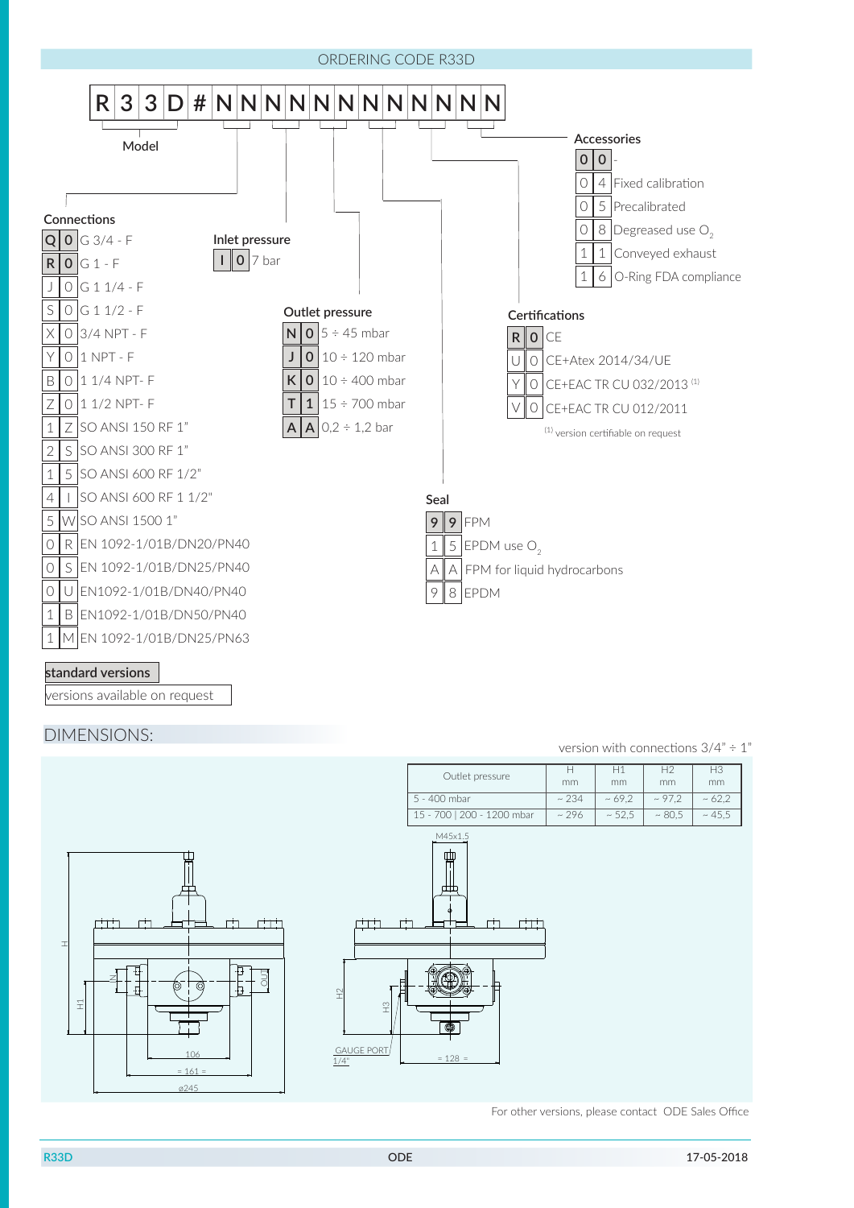## ORDERING CODE R33D

R 3 3 D # N N N N N N N N N N N N

Model

### Connections

| | | |
|---|---|---|
| **Q** | **0** | G 3/4 - F |
| **R** | **0** | G 1 - F |
| J | 0 | G 1 1/4 - F |
| S | 0 | G 1 1/2 - F |
| X | 0 | 3/4 NPT - F |
| Y | 0 | 1 NPT - F |
| B | 0 | 1 1/4 NPT- F |
| Z | 0 | 1 1/2 NPT- F |
| 1 | Z | SO ANSI 150 RF 1" |
| 2 | S | SO ANSI 300 RF 1" |
| 1 | 5 | SO ANSI 600 RF 1/2" |
| 4 | I | SO ANSI 600 RF 1 1/2" |
| 5 | W | SO ANSI 1500 1" |
| 0 | R | EN 1092-1/01B/DN20/PN40 |
| 0 | S | EN 1092-1/01B/DN25/PN40 |
| 0 | U | EN1092-1/01B/DN40/PN40 |
| 1 | B | EN1092-1/01B/DN50/PN40 |
| 1 | M | EN 1092-1/01B/DN25/PN63 |

### Inlet pressure

| | | |
|---|---|---|
| **I** | **0** | 7 bar |

### Outlet pressure

| | | |
|---|---|---|
| **N** | **0** | 5 ÷ 45 mbar |
| **J** | **0** | 10 ÷ 120 mbar |
| **K** | **0** | 10 ÷ 400 mbar |
| **T** | **1** | 15 ÷ 700 mbar |
| **A** | **A** | 0,2 ÷ 1,2 bar |

### Seal

| | | |
|---|---|---|
| **9** | **9** | FPM |
| 1 | 5 | EPDM use $O_2$ |
| A | A | FPM for liquid hydrocarbons |
| 9 | 8 | EPDM |

### Certifications

| | | |
|---|---|---|
| **R** | **0** | CE |
| U | 0 | CE+Atex 2014/34/UE |
| Y | 0 | CE+EAC TR CU 032/2013 (1) |
| V | 0 | CE+EAC TR CU 012/2011 |

(1) version certifiable on request

### Accessories

| | | |
|---|---|---|
| **0** | **0** | - |
| 0 | 4 | Fixed calibration |
| 0 | 5 | Precalibrated |
| 0 | 8 | Degreased use $O_2$ |
| 1 | 1 | Conveyed exhaust |
| 1 | 6 | O-Ring FDA compliance |

**standard versions**

versions available on request

## DIMENSIONS:

version with connections 3/4" ÷ 1"

| Outlet pressure | H mm | H1 mm | H2 mm | H3 mm |
|---|---|---|---|---|
| 5 - 400 mbar | ~ 234 | ~ 69,2 | ~ 97,2 | ~ 62,2 |
| 15 - 700 \| 200 - 1200 mbar | ~ 296 | ~ 52,5 | ~ 80,5 | ~ 45,5 |

M45x1,5

H

H1

IN

OUT

106

= 161 =

ø245

H2

H3

GAUGE PORT 1/4"

= 128 =

For other versions, please contact ODE Sales Office